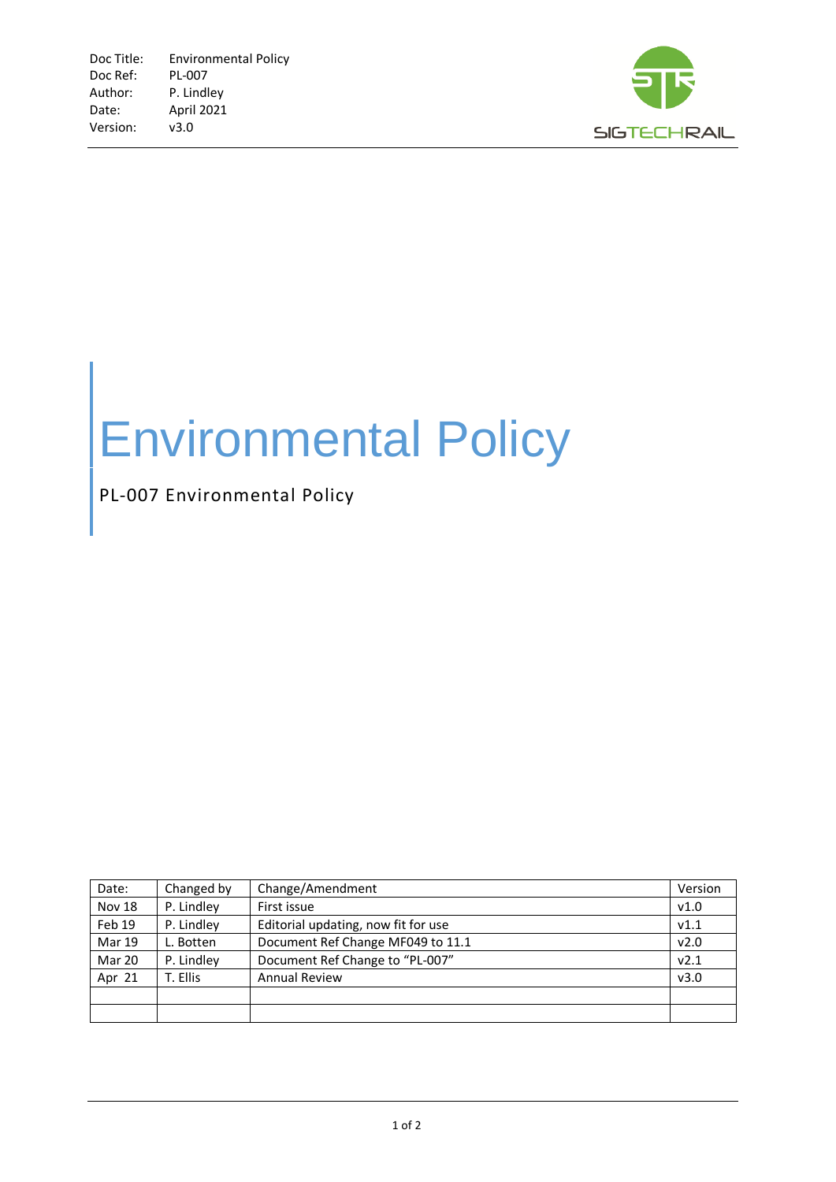Doc Title: Environmental Policy
Doc Ref: PL-007
Author: P. Lindley
Date: April 2021
Version: v3.0

SIGTECHRAIL

# Environmental Policy

PL-007 Environmental Policy

| Date: | Changed by | Change/Amendment | Version |
|---|---|---|---|
| Nov 18 | P. Lindley | First issue | v1.0 |
| Feb 19 | P. Lindley | Editorial updating, now fit for use | v1.1 |
| Mar 19 | L. Botten | Document Ref Change MF049 to 11.1 | v2.0 |
| Mar 20 | P. Lindley | Document Ref Change to "PL-007" | v2.1 |
| Apr 21 | T. Ellis | Annual Review | v3.0 |
| | | | |
| | | | |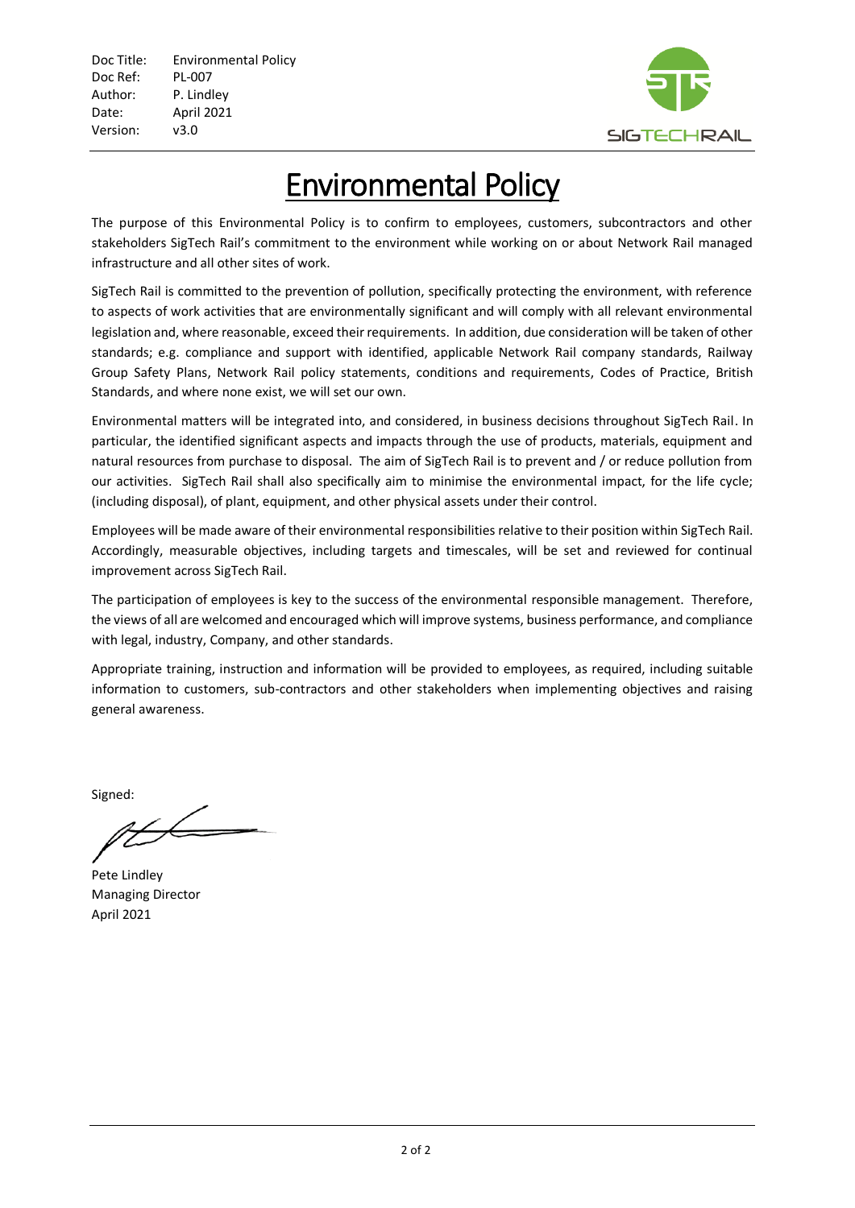| | |
|---|---|
| Doc Title: | Environmental Policy |
| Doc Ref: | PL-007 |
| Author: | P. Lindley |
| Date: | April 2021 |
| Version: | v3.0 |

# Environmental Policy

The purpose of this Environmental Policy is to confirm to employees, customers, subcontractors and other stakeholders SigTech Rail's commitment to the environment while working on or about Network Rail managed infrastructure and all other sites of work.

SigTech Rail is committed to the prevention of pollution, specifically protecting the environment, with reference to aspects of work activities that are environmentally significant and will comply with all relevant environmental legislation and, where reasonable, exceed their requirements. In addition, due consideration will be taken of other standards; e.g. compliance and support with identified, applicable Network Rail company standards, Railway Group Safety Plans, Network Rail policy statements, conditions and requirements, Codes of Practice, British Standards, and where none exist, we will set our own.

Environmental matters will be integrated into, and considered, in business decisions throughout SigTech Rail. In particular, the identified significant aspects and impacts through the use of products, materials, equipment and natural resources from purchase to disposal. The aim of SigTech Rail is to prevent and / or reduce pollution from our activities. SigTech Rail shall also specifically aim to minimise the environmental impact, for the life cycle; (including disposal), of plant, equipment, and other physical assets under their control.

Employees will be made aware of their environmental responsibilities relative to their position within SigTech Rail. Accordingly, measurable objectives, including targets and timescales, will be set and reviewed for continual improvement across SigTech Rail.

The participation of employees is key to the success of the environmental responsible management. Therefore, the views of all are welcomed and encouraged which will improve systems, business performance, and compliance with legal, industry, Company, and other standards.

Appropriate training, instruction and information will be provided to employees, as required, including suitable information to customers, sub-contractors and other stakeholders when implementing objectives and raising general awareness.

Signed:

Pete Lindley
Managing Director
April 2021